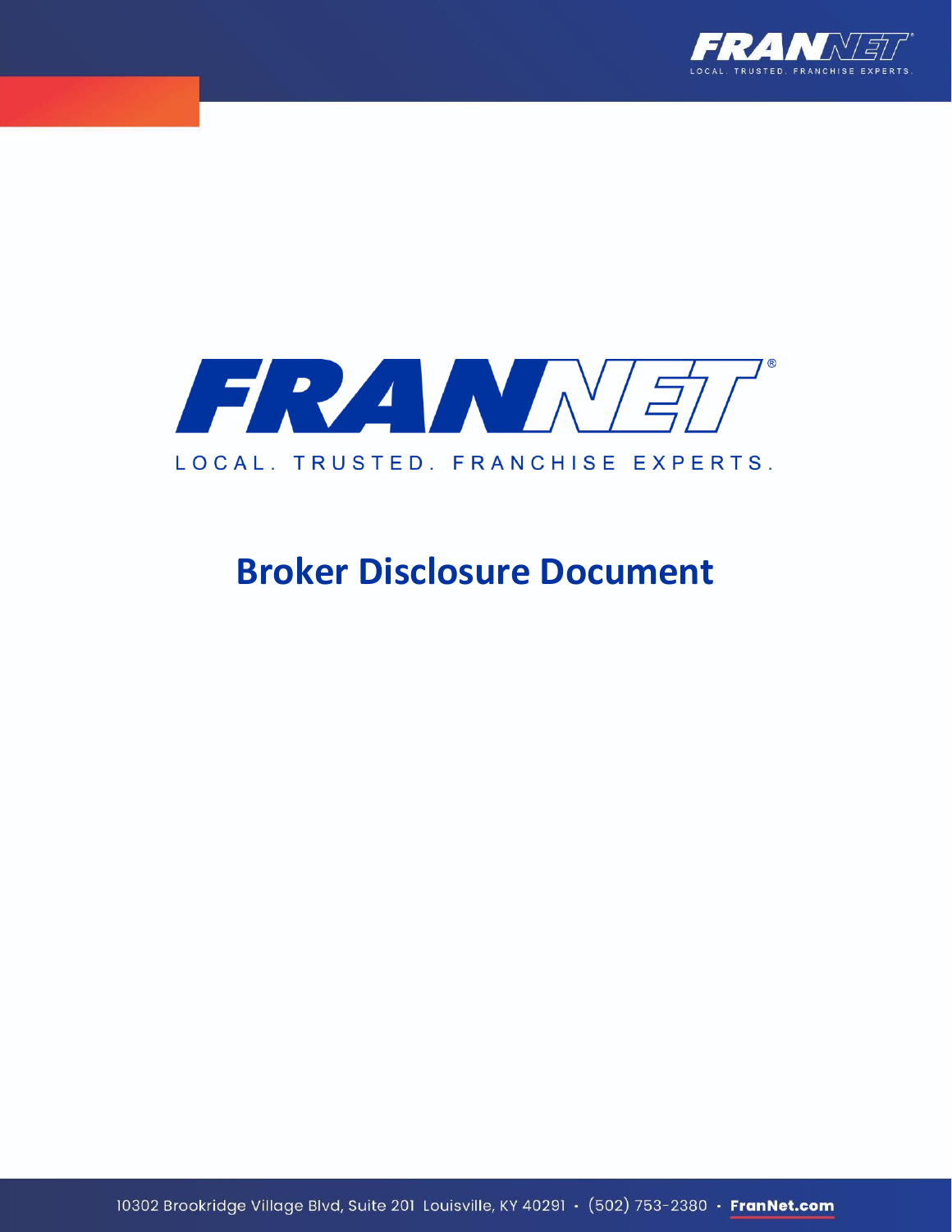FRANNET®

LOCAL. TRUSTED. FRANCHISE EXPERTS.

# Broker Disclosure Document

10302 Brookridge Village Blvd, Suite 201 Louisville, KY 40291 · (502) 753-2380 · FranNet.com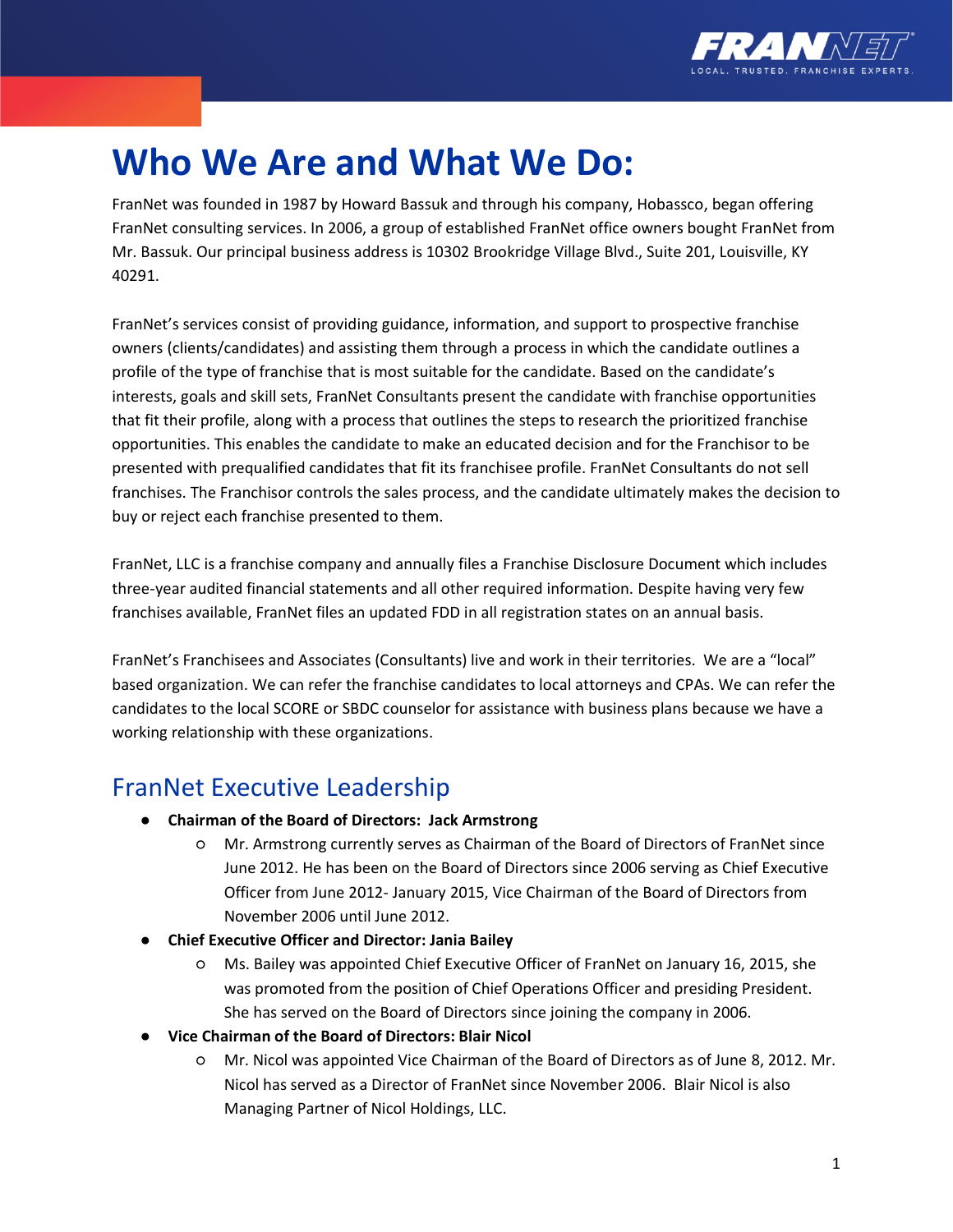# Who We Are and What We Do:

FranNet was founded in 1987 by Howard Bassuk and through his company, Hobassco, began offering FranNet consulting services. In 2006, a group of established FranNet office owners bought FranNet from Mr. Bassuk. Our principal business address is 10302 Brookridge Village Blvd., Suite 201, Louisville, KY 40291.

FranNet's services consist of providing guidance, information, and support to prospective franchise owners (clients/candidates) and assisting them through a process in which the candidate outlines a profile of the type of franchise that is most suitable for the candidate. Based on the candidate's interests, goals and skill sets, FranNet Consultants present the candidate with franchise opportunities that fit their profile, along with a process that outlines the steps to research the prioritized franchise opportunities. This enables the candidate to make an educated decision and for the Franchisor to be presented with prequalified candidates that fit its franchisee profile. FranNet Consultants do not sell franchises. The Franchisor controls the sales process, and the candidate ultimately makes the decision to buy or reject each franchise presented to them.

FranNet, LLC is a franchise company and annually files a Franchise Disclosure Document which includes three-year audited financial statements and all other required information. Despite having very few franchises available, FranNet files an updated FDD in all registration states on an annual basis.

FranNet's Franchisees and Associates (Consultants) live and work in their territories. We are a "local" based organization. We can refer the franchise candidates to local attorneys and CPAs. We can refer the candidates to the local SCORE or SBDC counselor for assistance with business plans because we have a working relationship with these organizations.

## FranNet Executive Leadership

- **Chairman of the Board of Directors: Jack Armstrong**
  - Mr. Armstrong currently serves as Chairman of the Board of Directors of FranNet since June 2012. He has been on the Board of Directors since 2006 serving as Chief Executive Officer from June 2012- January 2015, Vice Chairman of the Board of Directors from November 2006 until June 2012.
- **Chief Executive Officer and Director: Jania Bailey**
  - Ms. Bailey was appointed Chief Executive Officer of FranNet on January 16, 2015, she was promoted from the position of Chief Operations Officer and presiding President. She has served on the Board of Directors since joining the company in 2006.
- **Vice Chairman of the Board of Directors: Blair Nicol**
  - Mr. Nicol was appointed Vice Chairman of the Board of Directors as of June 8, 2012. Mr. Nicol has served as a Director of FranNet since November 2006. Blair Nicol is also Managing Partner of Nicol Holdings, LLC.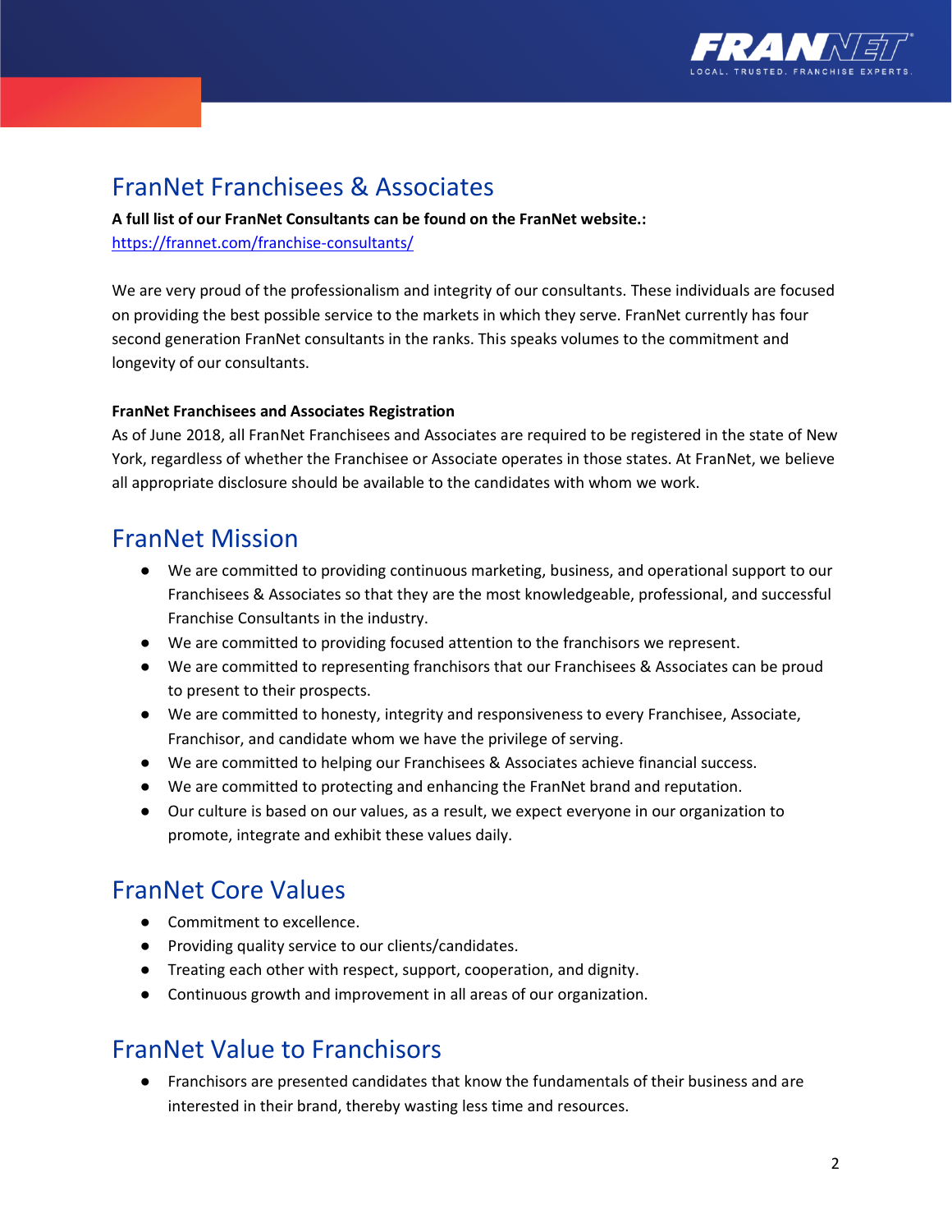## FranNet Franchisees & Associates

**A full list of our FranNet Consultants can be found on the FranNet website.:**
https://frannet.com/franchise-consultants/

We are very proud of the professionalism and integrity of our consultants. These individuals are focused on providing the best possible service to the markets in which they serve. FranNet currently has four second generation FranNet consultants in the ranks. This speaks volumes to the commitment and longevity of our consultants.

**FranNet Franchisees and Associates Registration**

As of June 2018, all FranNet Franchisees and Associates are required to be registered in the state of New York, regardless of whether the Franchisee or Associate operates in those states. At FranNet, we believe all appropriate disclosure should be available to the candidates with whom we work.

## FranNet Mission

- We are committed to providing continuous marketing, business, and operational support to our Franchisees & Associates so that they are the most knowledgeable, professional, and successful Franchise Consultants in the industry.
- We are committed to providing focused attention to the franchisors we represent.
- We are committed to representing franchisors that our Franchisees & Associates can be proud to present to their prospects.
- We are committed to honesty, integrity and responsiveness to every Franchisee, Associate, Franchisor, and candidate whom we have the privilege of serving.
- We are committed to helping our Franchisees & Associates achieve financial success.
- We are committed to protecting and enhancing the FranNet brand and reputation.
- Our culture is based on our values, as a result, we expect everyone in our organization to promote, integrate and exhibit these values daily.

## FranNet Core Values

- Commitment to excellence.
- Providing quality service to our clients/candidates.
- Treating each other with respect, support, cooperation, and dignity.
- Continuous growth and improvement in all areas of our organization.

## FranNet Value to Franchisors

- Franchisors are presented candidates that know the fundamentals of their business and are interested in their brand, thereby wasting less time and resources.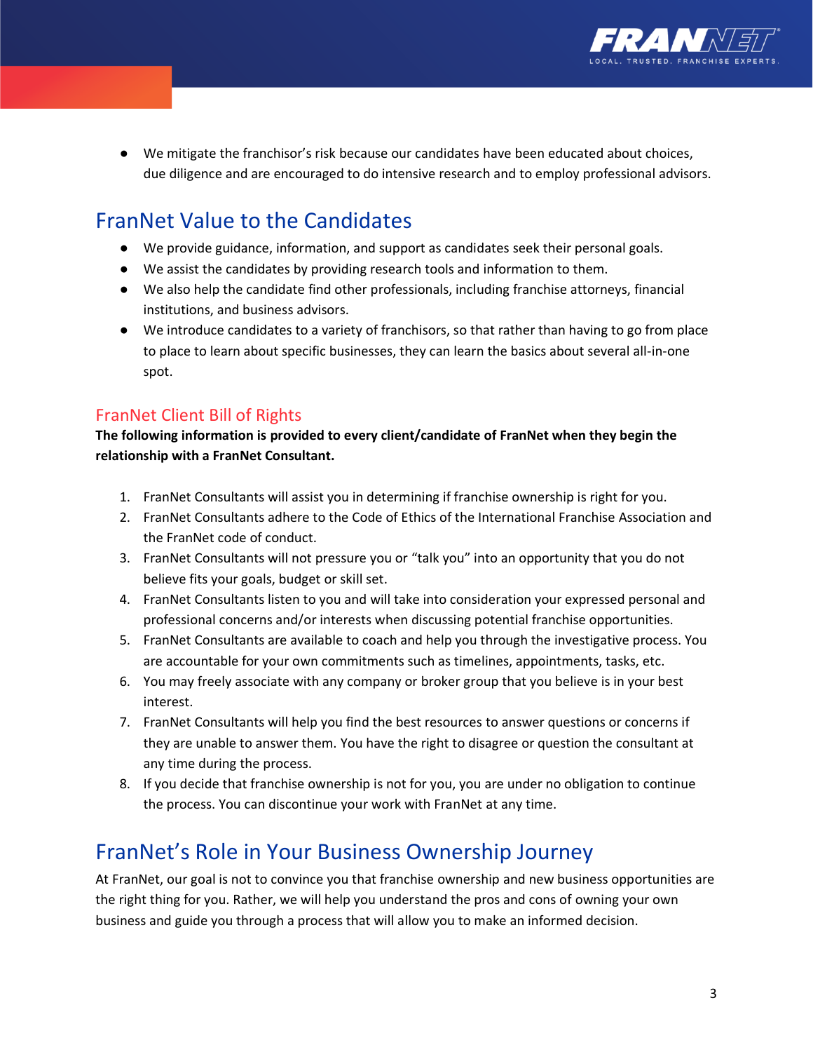- We mitigate the franchisor's risk because our candidates have been educated about choices, due diligence and are encouraged to do intensive research and to employ professional advisors.

## FranNet Value to the Candidates

- We provide guidance, information, and support as candidates seek their personal goals.
- We assist the candidates by providing research tools and information to them.
- We also help the candidate find other professionals, including franchise attorneys, financial institutions, and business advisors.
- We introduce candidates to a variety of franchisors, so that rather than having to go from place to place to learn about specific businesses, they can learn the basics about several all-in-one spot.

### FranNet Client Bill of Rights

**The following information is provided to every client/candidate of FranNet when they begin the relationship with a FranNet Consultant.**

1. FranNet Consultants will assist you in determining if franchise ownership is right for you.
2. FranNet Consultants adhere to the Code of Ethics of the International Franchise Association and the FranNet code of conduct.
3. FranNet Consultants will not pressure you or "talk you" into an opportunity that you do not believe fits your goals, budget or skill set.
4. FranNet Consultants listen to you and will take into consideration your expressed personal and professional concerns and/or interests when discussing potential franchise opportunities.
5. FranNet Consultants are available to coach and help you through the investigative process. You are accountable for your own commitments such as timelines, appointments, tasks, etc.
6. You may freely associate with any company or broker group that you believe is in your best interest.
7. FranNet Consultants will help you find the best resources to answer questions or concerns if they are unable to answer them. You have the right to disagree or question the consultant at any time during the process.
8. If you decide that franchise ownership is not for you, you are under no obligation to continue the process. You can discontinue your work with FranNet at any time.

## FranNet's Role in Your Business Ownership Journey

At FranNet, our goal is not to convince you that franchise ownership and new business opportunities are the right thing for you. Rather, we will help you understand the pros and cons of owning your own business and guide you through a process that will allow you to make an informed decision.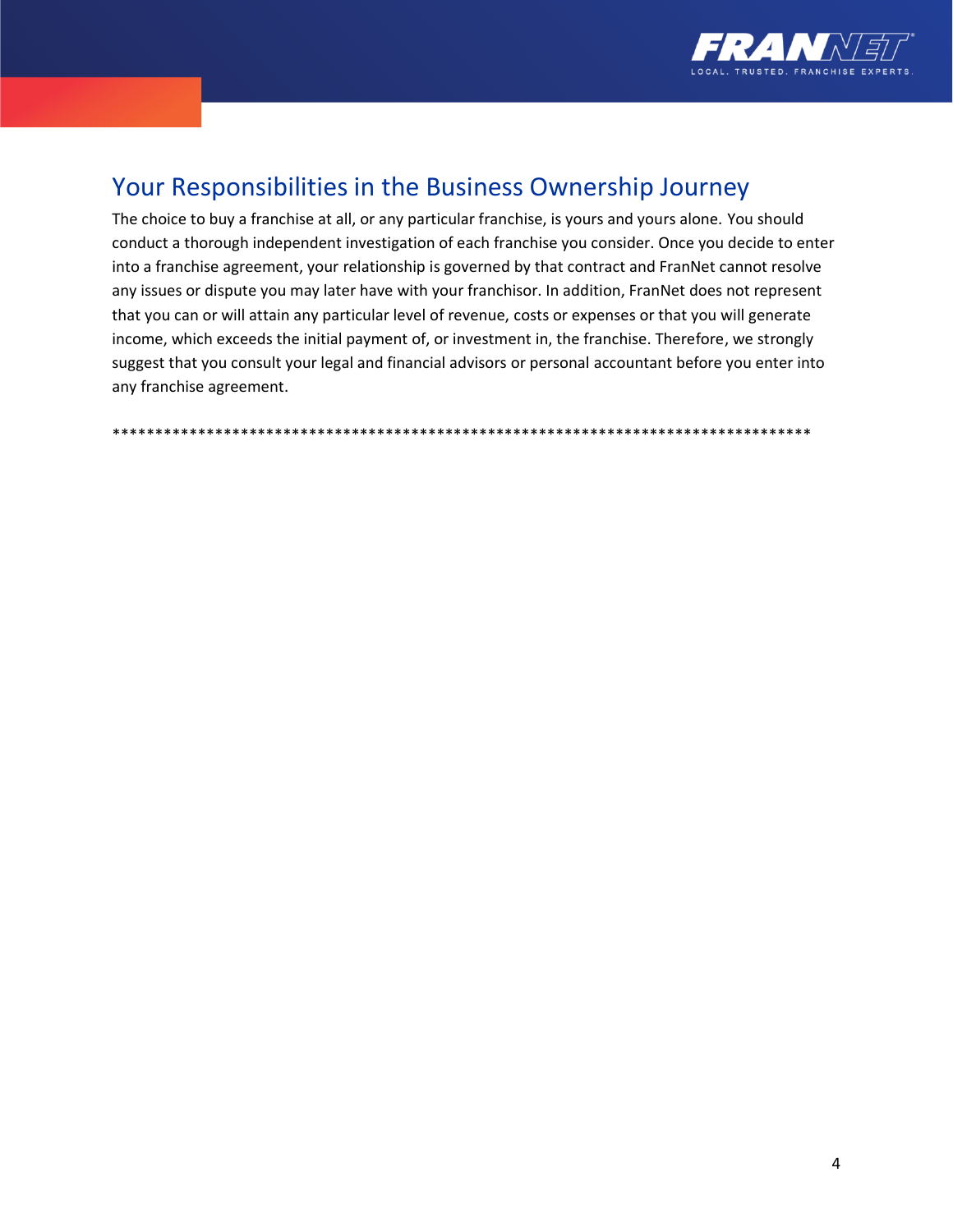## Your Responsibilities in the Business Ownership Journey

The choice to buy a franchise at all, or any particular franchise, is yours and yours alone. You should conduct a thorough independent investigation of each franchise you consider. Once you decide to enter into a franchise agreement, your relationship is governed by that contract and FranNet cannot resolve any issues or dispute you may later have with your franchisor. In addition, FranNet does not represent that you can or will attain any particular level of revenue, costs or expenses or that you will generate income, which exceeds the initial payment of, or investment in, the franchise. Therefore, we strongly suggest that you consult your legal and financial advisors or personal accountant before you enter into any franchise agreement.

************************************************************************************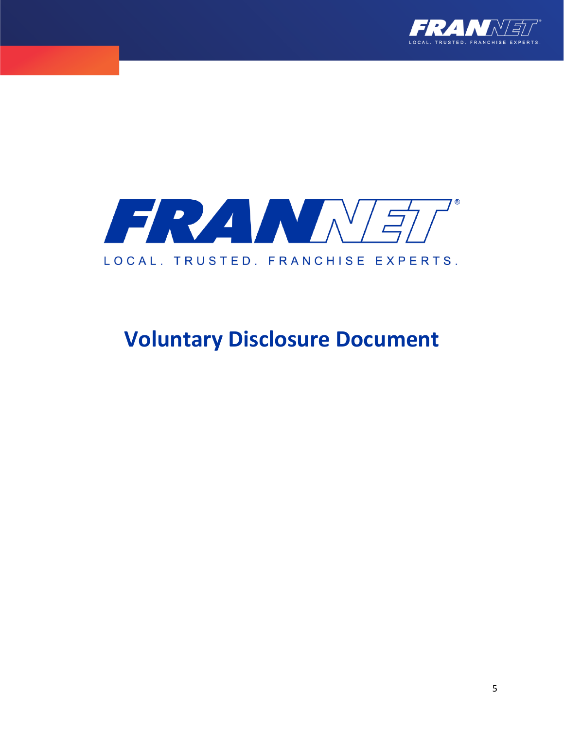FRANNET®

LOCAL. TRUSTED. FRANCHISE EXPERTS.

# Voluntary Disclosure Document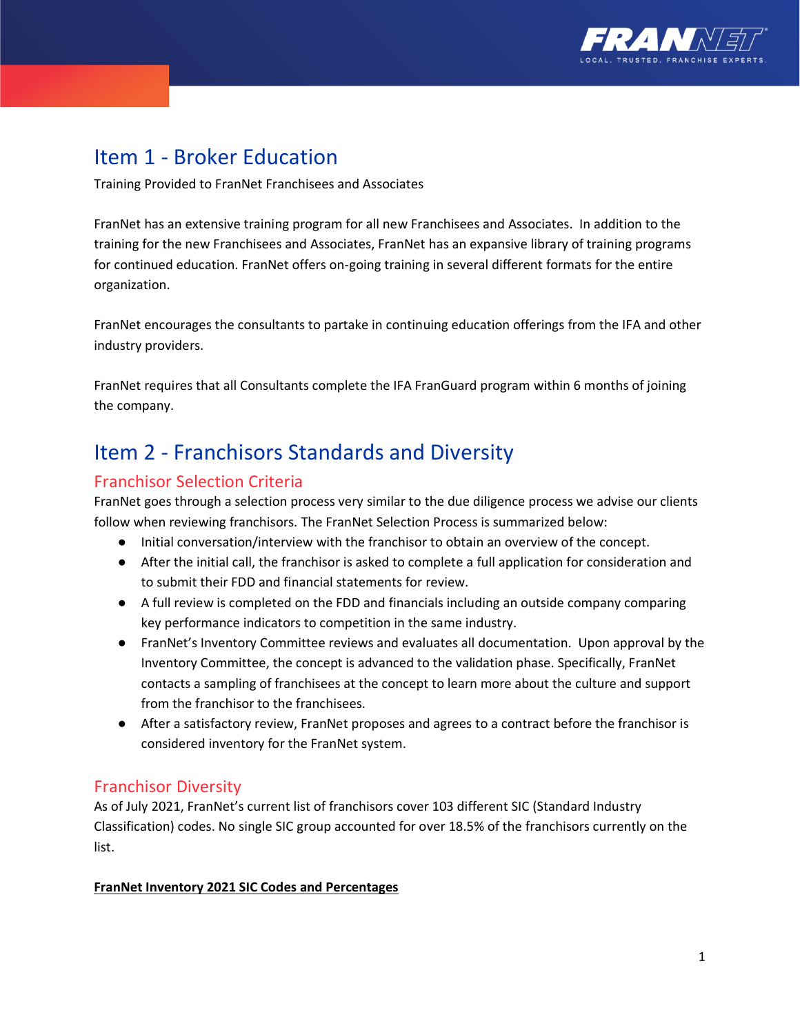# Item 1 - Broker Education

Training Provided to FranNet Franchisees and Associates

FranNet has an extensive training program for all new Franchisees and Associates. In addition to the training for the new Franchisees and Associates, FranNet has an expansive library of training programs for continued education. FranNet offers on-going training in several different formats for the entire organization.

FranNet encourages the consultants to partake in continuing education offerings from the IFA and other industry providers.

FranNet requires that all Consultants complete the IFA FranGuard program within 6 months of joining the company.

# Item 2 - Franchisors Standards and Diversity

## Franchisor Selection Criteria

FranNet goes through a selection process very similar to the due diligence process we advise our clients follow when reviewing franchisors. The FranNet Selection Process is summarized below:

- Initial conversation/interview with the franchisor to obtain an overview of the concept.
- After the initial call, the franchisor is asked to complete a full application for consideration and to submit their FDD and financial statements for review.
- A full review is completed on the FDD and financials including an outside company comparing key performance indicators to competition in the same industry.
- FranNet's Inventory Committee reviews and evaluates all documentation. Upon approval by the Inventory Committee, the concept is advanced to the validation phase. Specifically, FranNet contacts a sampling of franchisees at the concept to learn more about the culture and support from the franchisor to the franchisees.
- After a satisfactory review, FranNet proposes and agrees to a contract before the franchisor is considered inventory for the FranNet system.

## Franchisor Diversity

As of July 2021, FranNet's current list of franchisors cover 103 different SIC (Standard Industry Classification) codes. No single SIC group accounted for over 18.5% of the franchisors currently on the list.

**FranNet Inventory 2021 SIC Codes and Percentages**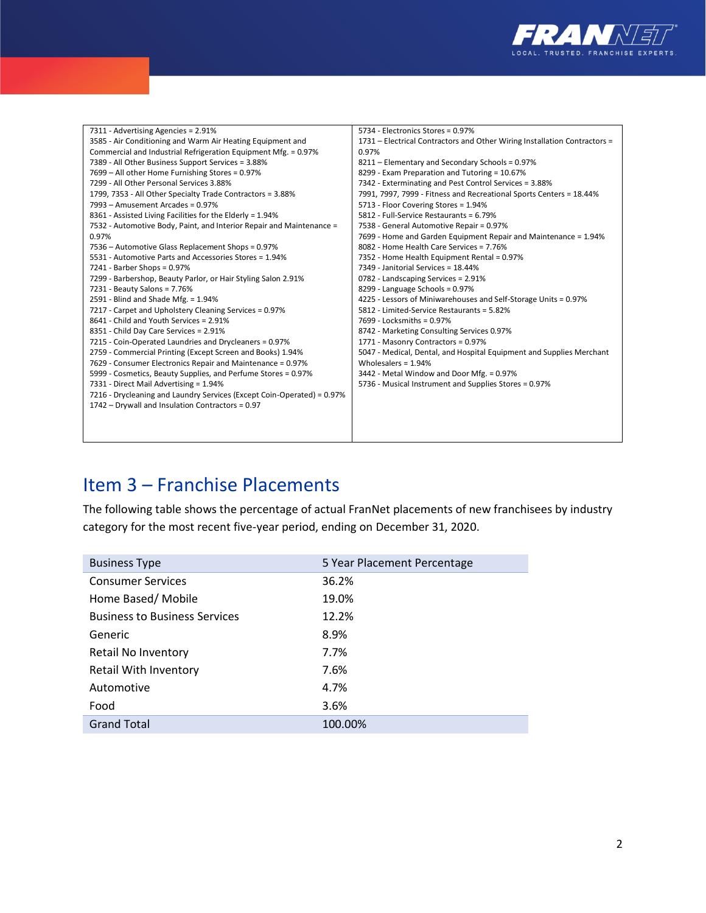| | |
|---|---|
| 7311 - Advertising Agencies = 2.91%<br>3585 - Air Conditioning and Warm Air Heating Equipment and Commercial and Industrial Refrigeration Equipment Mfg. = 0.97%<br>7389 - All Other Business Support Services = 3.88%<br>7699 – All other Home Furnishing Stores = 0.97%<br>7299 - All Other Personal Services 3.88%<br>1799, 7353 - All Other Specialty Trade Contractors = 3.88%<br>7993 – Amusement Arcades = 0.97%<br>8361 - Assisted Living Facilities for the Elderly = 1.94%<br>7532 - Automotive Body, Paint, and Interior Repair and Maintenance = 0.97%<br>7536 – Automotive Glass Replacement Shops = 0.97%<br>5531 - Automotive Parts and Accessories Stores = 1.94%<br>7241 - Barber Shops = 0.97%<br>7299 - Barbershop, Beauty Parlor, or Hair Styling Salon 2.91%<br>7231 - Beauty Salons = 7.76%<br>2591 - Blind and Shade Mfg. = 1.94%<br>7217 - Carpet and Upholstery Cleaning Services = 0.97%<br>8641 - Child and Youth Services = 2.91%<br>8351 - Child Day Care Services = 2.91%<br>7215 - Coin-Operated Laundries and Drycleaners = 0.97%<br>2759 - Commercial Printing (Except Screen and Books) 1.94%<br>7629 - Consumer Electronics Repair and Maintenance = 0.97%<br>5999 - Cosmetics, Beauty Supplies, and Perfume Stores = 0.97%<br>7331 - Direct Mail Advertising = 1.94%<br>7216 - Drycleaning and Laundry Services (Except Coin-Operated) = 0.97%<br>1742 – Drywall and Insulation Contractors = 0.97 | 5734 - Electronics Stores = 0.97%<br>1731 – Electrical Contractors and Other Wiring Installation Contractors = 0.97%<br>8211 – Elementary and Secondary Schools = 0.97%<br>8299 - Exam Preparation and Tutoring = 10.67%<br>7342 - Exterminating and Pest Control Services = 3.88%<br>7991, 7997, 7999 - Fitness and Recreational Sports Centers = 18.44%<br>5713 - Floor Covering Stores = 1.94%<br>5812 - Full-Service Restaurants = 6.79%<br>7538 - General Automotive Repair = 0.97%<br>7699 - Home and Garden Equipment Repair and Maintenance = 1.94%<br>8082 - Home Health Care Services = 7.76%<br>7352 - Home Health Equipment Rental = 0.97%<br>7349 - Janitorial Services = 18.44%<br>0782 - Landscaping Services = 2.91%<br>8299 - Language Schools = 0.97%<br>4225 - Lessors of Miniwarehouses and Self-Storage Units = 0.97%<br>5812 - Limited-Service Restaurants = 5.82%<br>7699 - Locksmiths = 0.97%<br>8742 - Marketing Consulting Services 0.97%<br>1771 - Masonry Contractors = 0.97%<br>5047 - Medical, Dental, and Hospital Equipment and Supplies Merchant Wholesalers = 1.94%<br>3442 - Metal Window and Door Mfg. = 0.97%<br>5736 - Musical Instrument and Supplies Stores = 0.97% |

## Item 3 – Franchise Placements

The following table shows the percentage of actual FranNet placements of new franchisees by industry category for the most recent five-year period, ending on December 31, 2020.

| Business Type | 5 Year Placement Percentage |
|---|---|
| Consumer Services | 36.2% |
| Home Based/ Mobile | 19.0% |
| Business to Business Services | 12.2% |
| Generic | 8.9% |
| Retail No Inventory | 7.7% |
| Retail With Inventory | 7.6% |
| Automotive | 4.7% |
| Food | 3.6% |
| Grand Total | 100.00% |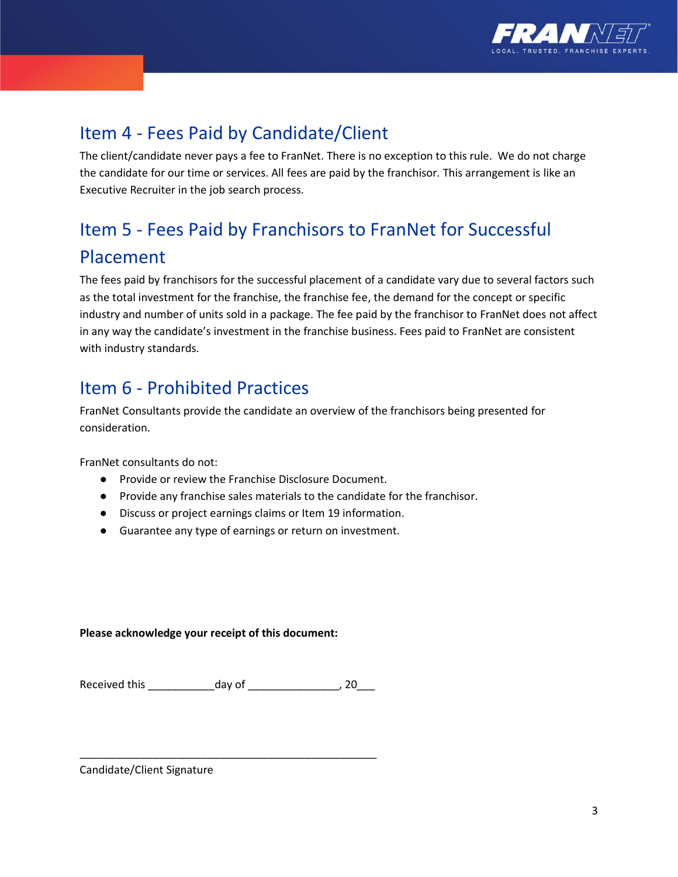## Item 4 - Fees Paid by Candidate/Client

The client/candidate never pays a fee to FranNet. There is no exception to this rule. We do not charge the candidate for our time or services. All fees are paid by the franchisor. This arrangement is like an Executive Recruiter in the job search process.

## Item 5 - Fees Paid by Franchisors to FranNet for Successful Placement

The fees paid by franchisors for the successful placement of a candidate vary due to several factors such as the total investment for the franchise, the franchise fee, the demand for the concept or specific industry and number of units sold in a package. The fee paid by the franchisor to FranNet does not affect in any way the candidate's investment in the franchise business. Fees paid to FranNet are consistent with industry standards.

## Item 6 - Prohibited Practices

FranNet Consultants provide the candidate an overview of the franchisors being presented for consideration.

FranNet consultants do not:

- Provide or review the Franchise Disclosure Document.
- Provide any franchise sales materials to the candidate for the franchisor.
- Discuss or project earnings claims or Item 19 information.
- Guarantee any type of earnings or return on investment.

**Please acknowledge your receipt of this document:**

Received this ___________day of _______________, 20___

_________________________________________________

Candidate/Client Signature